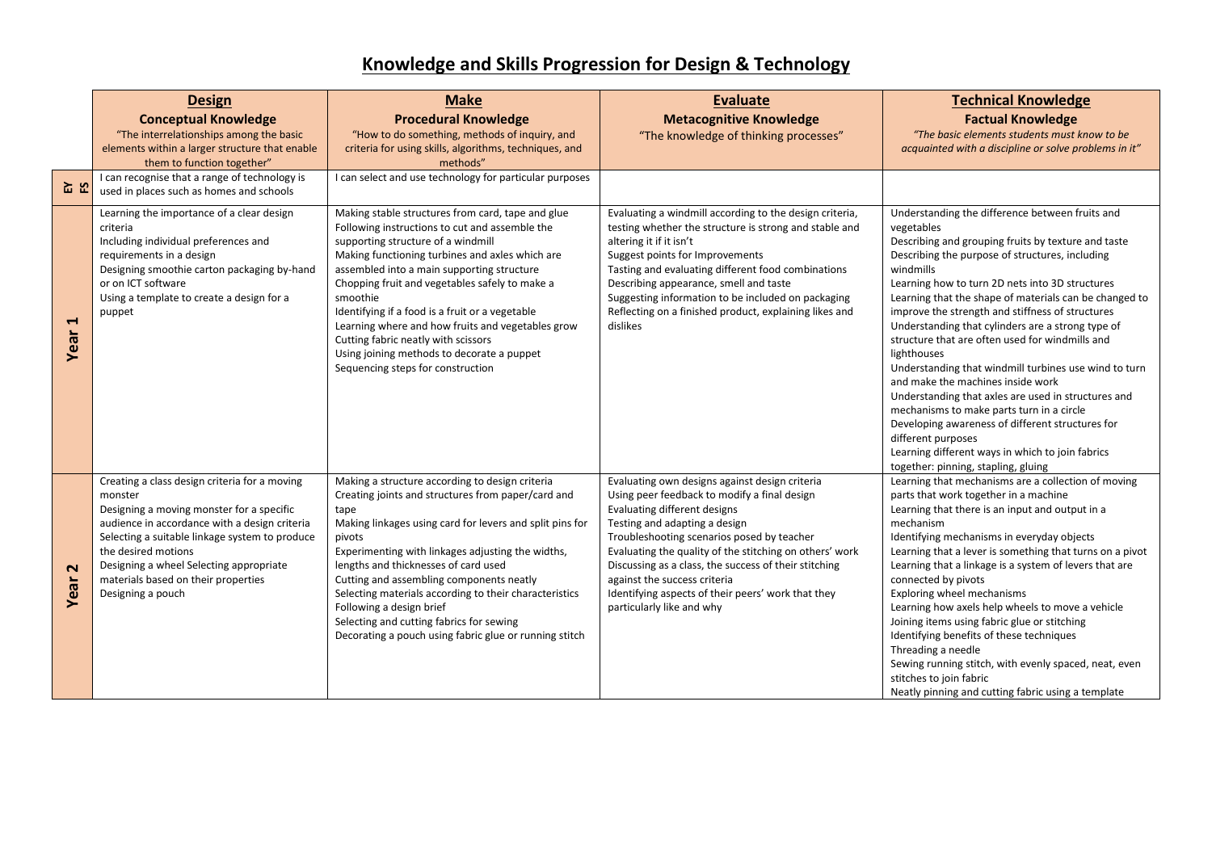# Knowledge and Skills Progression for Design & Technology

| | **Design**<br>**Conceptual Knowledge**<br>"The interrelationships among the basic elements within a larger structure that enable them to function together" | **Make**<br>**Procedural Knowledge**<br>"How to do something, methods of inquiry, and criteria for using skills, algorithms, techniques, and methods" | **Evaluate**<br>**Metacognitive Knowledge**<br>"The knowledge of thinking processes" | **Technical Knowledge**<br>**Factual Knowledge**<br>*"The basic elements students must know to be acquainted with a discipline or solve problems in it"* |
|---|---|---|---|---|
| **EYFS** | I can recognise that a range of technology is used in places such as homes and schools | I can select and use technology for particular purposes | | |
| **Year 1** | Learning the importance of a clear design criteria<br>Including individual preferences and requirements in a design<br>Designing smoothie carton packaging by-hand or on ICT software<br>Using a template to create a design for a puppet | Making stable structures from card, tape and glue<br>Following instructions to cut and assemble the supporting structure of a windmill<br>Making functioning turbines and axles which are assembled into a main supporting structure<br>Chopping fruit and vegetables safely to make a smoothie<br>Identifying if a food is a fruit or a vegetable<br>Learning where and how fruits and vegetables grow<br>Cutting fabric neatly with scissors<br>Using joining methods to decorate a puppet<br>Sequencing steps for construction | Evaluating a windmill according to the design criteria, testing whether the structure is strong and stable and altering it if it isn't<br>Suggest points for Improvements<br>Tasting and evaluating different food combinations<br>Describing appearance, smell and taste<br>Suggesting information to be included on packaging<br>Reflecting on a finished product, explaining likes and dislikes | Understanding the difference between fruits and vegetables<br>Describing and grouping fruits by texture and taste<br>Describing the purpose of structures, including windmills<br>Learning how to turn 2D nets into 3D structures<br>Learning that the shape of materials can be changed to improve the strength and stiffness of structures<br>Understanding that cylinders are a strong type of structure that are often used for windmills and lighthouses<br>Understanding that windmill turbines use wind to turn and make the machines inside work<br>Understanding that axles are used in structures and mechanisms to make parts turn in a circle<br>Developing awareness of different structures for different purposes<br>Learning different ways in which to join fabrics together: pinning, stapling, gluing |
| **Year 2** | Creating a class design criteria for a moving monster<br>Designing a moving monster for a specific audience in accordance with a design criteria<br>Selecting a suitable linkage system to produce the desired motions<br>Designing a wheel Selecting appropriate materials based on their properties<br>Designing a pouch | Making a structure according to design criteria<br>Creating joints and structures from paper/card and tape<br>Making linkages using card for levers and split pins for pivots<br>Experimenting with linkages adjusting the widths, lengths and thicknesses of card used<br>Cutting and assembling components neatly<br>Selecting materials according to their characteristics<br>Following a design brief<br>Selecting and cutting fabrics for sewing<br>Decorating a pouch using fabric glue or running stitch | Evaluating own designs against design criteria<br>Using peer feedback to modify a final design<br>Evaluating different designs<br>Testing and adapting a design<br>Troubleshooting scenarios posed by teacher<br>Evaluating the quality of the stitching on others' work<br>Discussing as a class, the success of their stitching against the success criteria<br>Identifying aspects of their peers' work that they particularly like and why | Learning that mechanisms are a collection of moving parts that work together in a machine<br>Learning that there is an input and output in a mechanism<br>Identifying mechanisms in everyday objects<br>Learning that a lever is something that turns on a pivot<br>Learning that a linkage is a system of levers that are connected by pivots<br>Exploring wheel mechanisms<br>Learning how axels help wheels to move a vehicle<br>Joining items using fabric glue or stitching<br>Identifying benefits of these techniques<br>Threading a needle<br>Sewing running stitch, with evenly spaced, neat, even stitches to join fabric<br>Neatly pinning and cutting fabric using a template |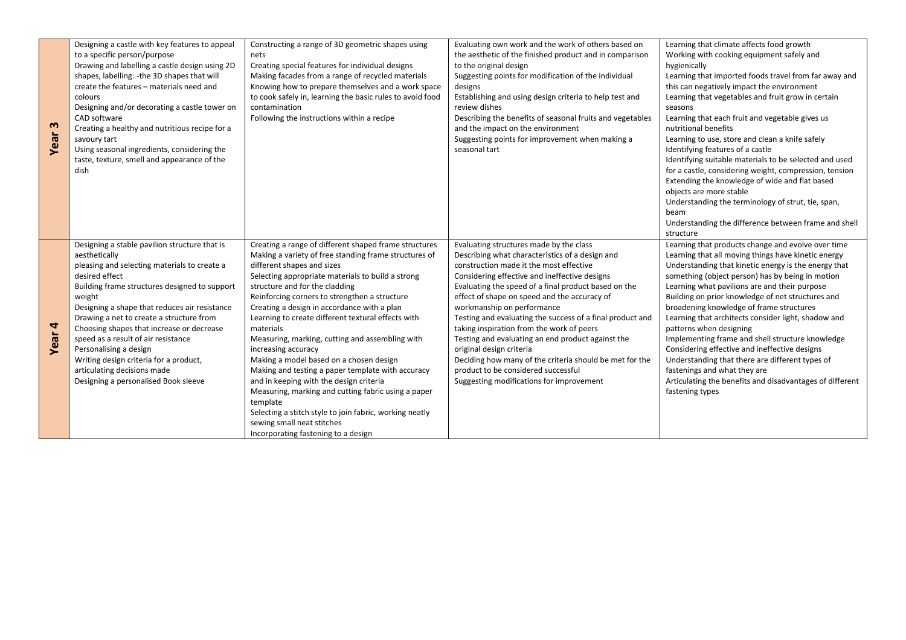| | | | | |
|---|---|---|---|---|
| **Year 3** | Designing a castle with key features to appeal to a specific person/purpose<br>Drawing and labelling a castle design using 2D shapes, labelling: -the 3D shapes that will create the features – materials need and colours<br>Designing and/or decorating a castle tower on CAD software<br>Creating a healthy and nutritious recipe for a savoury tart<br>Using seasonal ingredients, considering the taste, texture, smell and appearance of the dish | Constructing a range of 3D geometric shapes using nets<br>Creating special features for individual designs<br>Making facades from a range of recycled materials<br>Knowing how to prepare themselves and a work space to cook safely in, learning the basic rules to avoid food contamination<br>Following the instructions within a recipe | Evaluating own work and the work of others based on the aesthetic of the finished product and in comparison to the original design<br>Suggesting points for modification of the individual designs<br>Establishing and using design criteria to help test and review dishes<br>Describing the benefits of seasonal fruits and vegetables and the impact on the environment<br>Suggesting points for improvement when making a seasonal tart | Learning that climate affects food growth<br>Working with cooking equipment safely and hygienically<br>Learning that imported foods travel from far away and this can negatively impact the environment<br>Learning that vegetables and fruit grow in certain seasons<br>Learning that each fruit and vegetable gives us nutritional benefits<br>Learning to use, store and clean a knife safely<br>Identifying features of a castle<br>Identifying suitable materials to be selected and used for a castle, considering weight, compression, tension<br>Extending the knowledge of wide and flat based objects are more stable<br>Understanding the terminology of strut, tie, span, beam<br>Understanding the difference between frame and shell structure |
| **Year 4** | Designing a stable pavilion structure that is aesthetically<br>pleasing and selecting materials to create a desired effect<br>Building frame structures designed to support weight<br>Designing a shape that reduces air resistance<br>Drawing a net to create a structure from<br>Choosing shapes that increase or decrease speed as a result of air resistance<br>Personalising a design<br>Writing design criteria for a product, articulating decisions made<br>Designing a personalised Book sleeve | Creating a range of different shaped frame structures<br>Making a variety of free standing frame structures of different shapes and sizes<br>Selecting appropriate materials to build a strong structure and for the cladding<br>Reinforcing corners to strengthen a structure<br>Creating a design in accordance with a plan<br>Learning to create different textural effects with materials<br>Measuring, marking, cutting and assembling with increasing accuracy<br>Making a model based on a chosen design<br>Making and testing a paper template with accuracy and in keeping with the design criteria<br>Measuring, marking and cutting fabric using a paper template<br>Selecting a stitch style to join fabric, working neatly sewing small neat stitches<br>Incorporating fastening to a design | Evaluating structures made by the class<br>Describing what characteristics of a design and construction made it the most effective<br>Considering effective and ineffective designs<br>Evaluating the speed of a final product based on the effect of shape on speed and the accuracy of workmanship on performance<br>Testing and evaluating the success of a final product and taking inspiration from the work of peers<br>Testing and evaluating an end product against the original design criteria<br>Deciding how many of the criteria should be met for the product to be considered successful<br>Suggesting modifications for improvement | Learning that products change and evolve over time<br>Learning that all moving things have kinetic energy<br>Understanding that kinetic energy is the energy that something (object person) has by being in motion<br>Learning what pavilions are and their purpose<br>Building on prior knowledge of net structures and broadening knowledge of frame structures<br>Learning that architects consider light, shadow and patterns when designing<br>Implementing frame and shell structure knowledge<br>Considering effective and ineffective designs<br>Understanding that there are different types of fastenings and what they are<br>Articulating the benefits and disadvantages of different fastening types |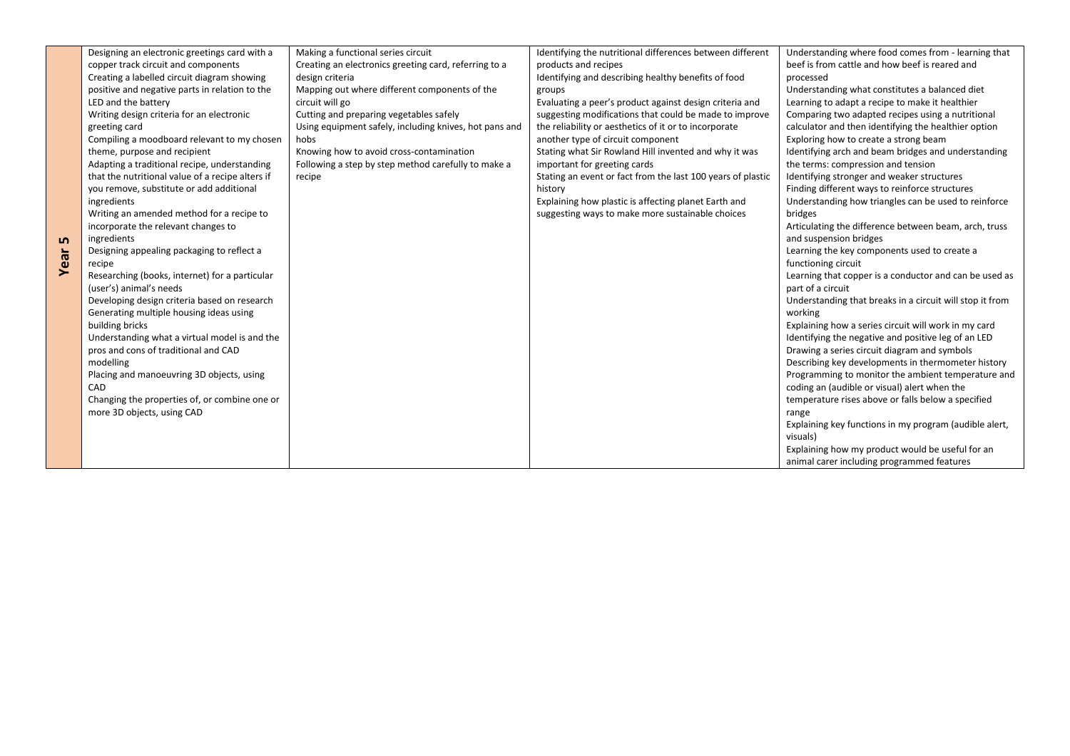| Year 5 | Designing an electronic greetings card with a copper track circuit and components<br>Creating a labelled circuit diagram showing positive and negative parts in relation to the LED and the battery<br>Writing design criteria for an electronic greeting card<br>Compiling a moodboard relevant to my chosen theme, purpose and recipient<br>Adapting a traditional recipe, understanding that the nutritional value of a recipe alters if you remove, substitute or add additional ingredients<br>Writing an amended method for a recipe to incorporate the relevant changes to ingredients<br>Designing appealing packaging to reflect a recipe<br>Researching (books, internet) for a particular (user's) animal's needs<br>Developing design criteria based on research<br>Generating multiple housing ideas using building bricks<br>Understanding what a virtual model is and the pros and cons of traditional and CAD modelling<br>Placing and manoeuvring 3D objects, using CAD<br>Changing the properties of, or combine one or more 3D objects, using CAD | Making a functional series circuit<br>Creating an electronics greeting card, referring to a design criteria<br>Mapping out where different components of the circuit will go<br>Cutting and preparing vegetables safely<br>Using equipment safely, including knives, hot pans and hobs<br>Knowing how to avoid cross-contamination<br>Following a step by step method carefully to make a recipe | Identifying the nutritional differences between different products and recipes<br>Identifying and describing healthy benefits of food groups<br>Evaluating a peer's product against design criteria and suggesting modifications that could be made to improve the reliability or aesthetics of it or to incorporate another type of circuit component<br>Stating what Sir Rowland Hill invented and why it was important for greeting cards<br>Stating an event or fact from the last 100 years of plastic history<br>Explaining how plastic is affecting planet Earth and suggesting ways to make more sustainable choices | Understanding where food comes from - learning that beef is from cattle and how beef is reared and processed<br>Understanding what constitutes a balanced diet<br>Learning to adapt a recipe to make it healthier<br>Comparing two adapted recipes using a nutritional calculator and then identifying the healthier option<br>Exploring how to create a strong beam<br>Identifying arch and beam bridges and understanding the terms: compression and tension<br>Identifying stronger and weaker structures<br>Finding different ways to reinforce structures<br>Understanding how triangles can be used to reinforce bridges<br>Articulating the difference between beam, arch, truss and suspension bridges<br>Learning the key components used to create a functioning circuit<br>Learning that copper is a conductor and can be used as part of a circuit<br>Understanding that breaks in a circuit will stop it from working<br>Explaining how a series circuit will work in my card<br>Identifying the negative and positive leg of an LED<br>Drawing a series circuit diagram and symbols<br>Describing key developments in thermometer history<br>Programming to monitor the ambient temperature and coding an (audible or visual) alert when the temperature rises above or falls below a specified range<br>Explaining key functions in my program (audible alert, visuals)<br>Explaining how my product would be useful for an animal carer including programmed features |
|---|---|---|---|---|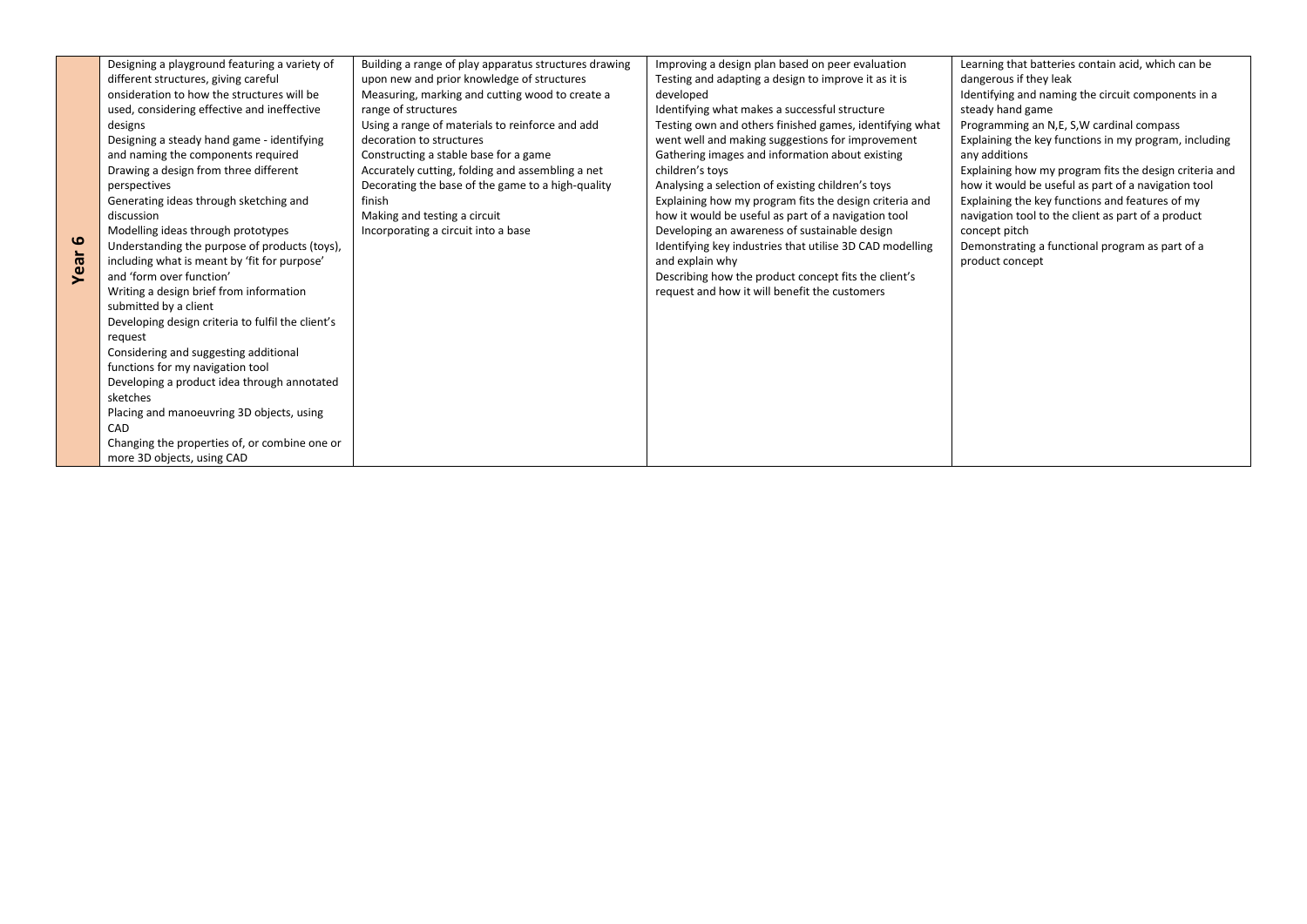| | | | | |
|---|---|---|---|---|
| **Year 6** | Designing a playground featuring a variety of different structures, giving careful onsideration to how the structures will be used, considering effective and ineffective designs<br>Designing a steady hand game - identifying and naming the components required<br>Drawing a design from three different perspectives<br>Generating ideas through sketching and discussion<br>Modelling ideas through prototypes<br>Understanding the purpose of products (toys), including what is meant by 'fit for purpose' and 'form over function'<br>Writing a design brief from information submitted by a client<br>Developing design criteria to fulfil the client's request<br>Considering and suggesting additional functions for my navigation tool<br>Developing a product idea through annotated sketches<br>Placing and manoeuvring 3D objects, using CAD<br>Changing the properties of, or combine one or more 3D objects, using CAD | Building a range of play apparatus structures drawing upon new and prior knowledge of structures<br>Measuring, marking and cutting wood to create a range of structures<br>Using a range of materials to reinforce and add decoration to structures<br>Constructing a stable base for a game<br>Accurately cutting, folding and assembling a net<br>Decorating the base of the game to a high-quality finish<br>Making and testing a circuit<br>Incorporating a circuit into a base | Improving a design plan based on peer evaluation<br>Testing and adapting a design to improve it as it is developed<br>Identifying what makes a successful structure<br>Testing own and others finished games, identifying what went well and making suggestions for improvement<br>Gathering images and information about existing children's toys<br>Analysing a selection of existing children's toys<br>Explaining how my program fits the design criteria and how it would be useful as part of a navigation tool<br>Developing an awareness of sustainable design<br>Identifying key industries that utilise 3D CAD modelling and explain why<br>Describing how the product concept fits the client's request and how it will benefit the customers | Learning that batteries contain acid, which can be dangerous if they leak<br>Identifying and naming the circuit components in a steady hand game<br>Programming an N,E, S,W cardinal compass<br>Explaining the key functions in my program, including any additions<br>Explaining how my program fits the design criteria and how it would be useful as part of a navigation tool<br>Explaining the key functions and features of my navigation tool to the client as part of a product concept pitch<br>Demonstrating a functional program as part of a product concept |